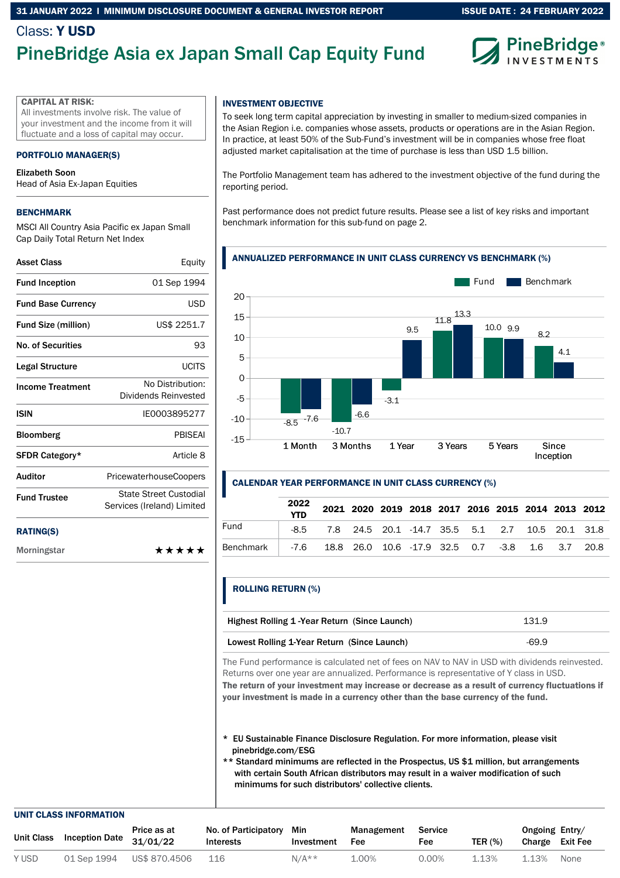**31 JANUARY 2022 | MINIMUM DISCLOSURE DOCUMENT & GENERAL INVESTOR REPORT** — **ISSUE DATE : 24 FEBRUARY 2022**

Class: **Y USD**

# PineBridge Asia ex Japan Small Cap Equity Fund

PineBridge INVESTMENTS

**CAPITAL AT RISK:**
All investments involve risk. The value of your investment and the income from it will fluctuate and a loss of capital may occur.

## PORTFOLIO MANAGER(S)

**Elizabeth Soon**
Head of Asia Ex-Japan Equities

## BENCHMARK

MSCI All Country Asia Pacific ex Japan Small Cap Daily Total Return Net Index

| | |
|---|---|
| **Asset Class** | Equity |
| **Fund Inception** | 01 Sep 1994 |
| **Fund Base Currency** | USD |
| **Fund Size (million)** | US$ 2251.7 |
| **No. of Securities** | 93 |
| **Legal Structure** | UCITS |
| **Income Treatment** | No Distribution: Dividends Reinvested |
| **ISIN** | IE0003895277 |
| **Bloomberg** | PBISEAI |
| **SFDR Category*** | Article 8 |
| **Auditor** | PricewaterhouseCoopers |
| **Fund Trustee** | State Street Custodial Services (Ireland) Limited |

## RATING(S)

| | |
|---|---|
| Morningstar | ★★★★★ |

## INVESTMENT OBJECTIVE

To seek long term capital appreciation by investing in smaller to medium-sized companies in the Asian Region i.e. companies whose assets, products or operations are in the Asian Region. In practice, at least 50% of the Sub-Fund's investment will be in companies whose free float adjusted market capitalisation at the time of purchase is less than USD 1.5 billion.

The Portfolio Management team has adhered to the investment objective of the fund during the reporting period.

Past performance does not predict future results. Please see a list of key risks and important benchmark information for this sub-fund on page 2.

## ANNUALIZED PERFORMANCE IN UNIT CLASS CURRENCY VS BENCHMARK (%)

| | 1 Month | 3 Months | 1 Year | 3 Years | 5 Years | Since Inception |
|---|---|---|---|---|---|---|
| Fund | -8.5 | -10.7 | -3.1 | 11.8 | 10.0 | 8.2 |
| Benchmark | -7.6 | -6.6 | 9.5 | 13.3 | 9.9 | 4.1 |

## CALENDAR YEAR PERFORMANCE IN UNIT CLASS CURRENCY (%)

| | 2022 YTD | 2021 | 2020 | 2019 | 2018 | 2017 | 2016 | 2015 | 2014 | 2013 | 2012 |
|---|---|---|---|---|---|---|---|---|---|---|---|
| Fund | -8.5 | 7.8 | 24.5 | 20.1 | -14.7 | 35.5 | 5.1 | 2.7 | 10.5 | 20.1 | 31.8 |
| Benchmark | -7.6 | 18.8 | 26.0 | 10.6 | -17.9 | 32.5 | 0.7 | -3.8 | 1.6 | 3.7 | 20.8 |

## ROLLING RETURN (%)

| | |
|---|---|
| **Highest Rolling 1 -Year Return** (Since Launch) | 131.9 |
| **Lowest Rolling 1-Year Return** (Since Launch) | -69.9 |

The Fund performance is calculated net of fees on NAV to NAV in USD with dividends reinvested. Returns over one year are annualized. Performance is representative of Y class in USD.
**The return of your investment may increase or decrease as a result of currency fluctuations if your investment is made in a currency other than the base currency of the fund.**

\* **EU Sustainable Finance Disclosure Regulation. For more information, please visit pinebridge.com/ESG**
\*\* **Standard minimums are reflected in the Prospectus, US $1 million, but arrangements with certain South African distributors may result in a waiver modification of such minimums for such distributors' collective clients.**

## UNIT CLASS INFORMATION

| Unit Class | Inception Date | Price as at 31/01/22 | No. of Participatory Interests | Min Investment | Management Fee | Service Fee | TER (%) | Ongoing Charge | Entry/ Exit Fee |
|---|---|---|---|---|---|---|---|---|---|
| Y USD | 01 Sep 1994 | US$ 870.4506 | 116 | N/A** | 1.00% | 0.00% | 1.13% | 1.13% | None |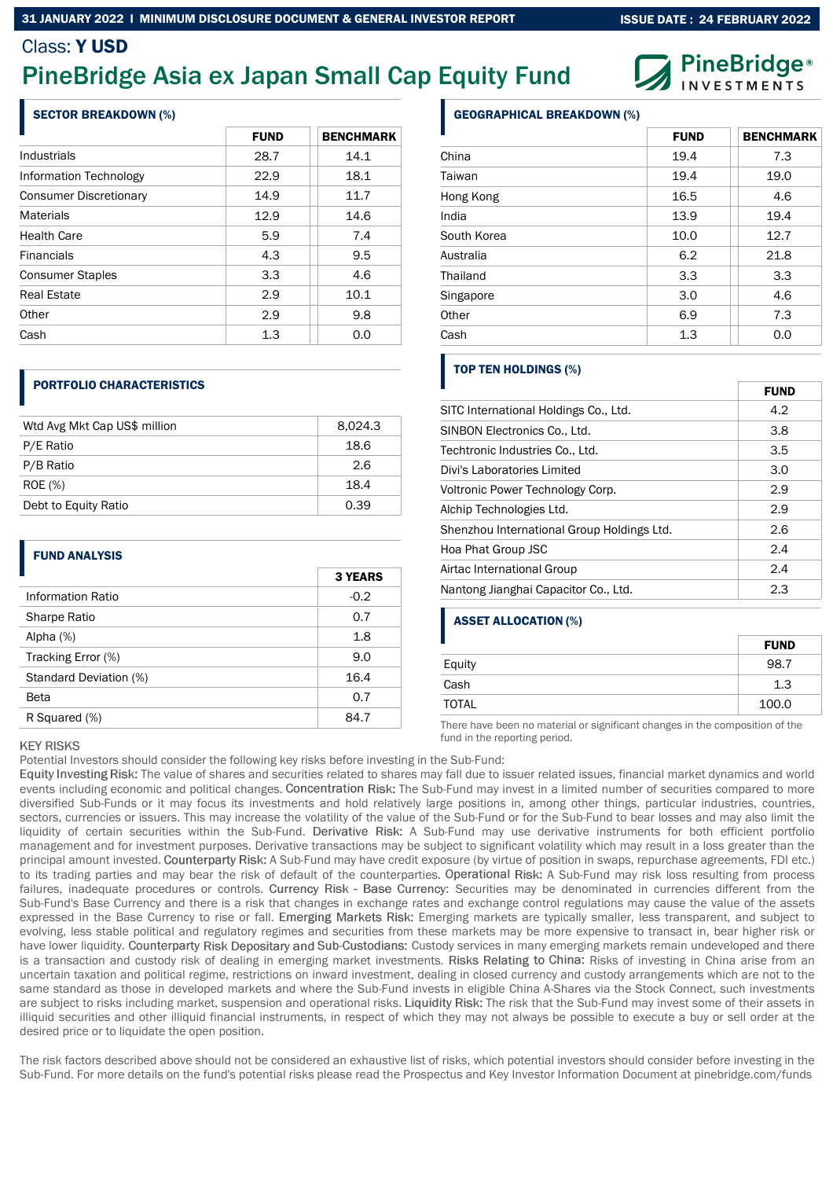31 JANUARY 2022 | MINIMUM DISCLOSURE DOCUMENT & GENERAL INVESTOR REPORT — ISSUE DATE : 24 FEBRUARY 2022

Class: **Y USD**

# PineBridge Asia ex Japan Small Cap Equity Fund

## SECTOR BREAKDOWN (%)

| | FUND | BENCHMARK |
|---|---|---|
| Industrials | 28.7 | 14.1 |
| Information Technology | 22.9 | 18.1 |
| Consumer Discretionary | 14.9 | 11.7 |
| Materials | 12.9 | 14.6 |
| Health Care | 5.9 | 7.4 |
| Financials | 4.3 | 9.5 |
| Consumer Staples | 3.3 | 4.6 |
| Real Estate | 2.9 | 10.1 |
| Other | 2.9 | 9.8 |
| Cash | 1.3 | 0.0 |

## PORTFOLIO CHARACTERISTICS

| | |
|---|---|
| Wtd Avg Mkt Cap US$ million | 8,024.3 |
| P/E Ratio | 18.6 |
| P/B Ratio | 2.6 |
| ROE (%) | 18.4 |
| Debt to Equity Ratio | 0.39 |

## FUND ANALYSIS

| | 3 YEARS |
|---|---|
| Information Ratio | -0.2 |
| Sharpe Ratio | 0.7 |
| Alpha (%) | 1.8 |
| Tracking Error (%) | 9.0 |
| Standard Deviation (%) | 16.4 |
| Beta | 0.7 |
| R Squared (%) | 84.7 |

## GEOGRAPHICAL BREAKDOWN (%)

| | FUND | BENCHMARK |
|---|---|---|
| China | 19.4 | 7.3 |
| Taiwan | 19.4 | 19.0 |
| Hong Kong | 16.5 | 4.6 |
| India | 13.9 | 19.4 |
| South Korea | 10.0 | 12.7 |
| Australia | 6.2 | 21.8 |
| Thailand | 3.3 | 3.3 |
| Singapore | 3.0 | 4.6 |
| Other | 6.9 | 7.3 |
| Cash | 1.3 | 0.0 |

## TOP TEN HOLDINGS (%)

| | FUND |
|---|---|
| SITC International Holdings Co., Ltd. | 4.2 |
| SINBON Electronics Co., Ltd. | 3.8 |
| Techtronic Industries Co., Ltd. | 3.5 |
| Divi's Laboratories Limited | 3.0 |
| Voltronic Power Technology Corp. | 2.9 |
| Alchip Technologies Ltd. | 2.9 |
| Shenzhou International Group Holdings Ltd. | 2.6 |
| Hoa Phat Group JSC | 2.4 |
| Airtac International Group | 2.4 |
| Nantong Jianghai Capacitor Co., Ltd. | 2.3 |

## ASSET ALLOCATION (%)

| | FUND |
|---|---|
| Equity | 98.7 |
| Cash | 1.3 |
| TOTAL | 100.0 |

There have been no material or significant changes in the composition of the fund in the reporting period.

## KEY RISKS

Potential Investors should consider the following key risks before investing in the Sub-Fund:

Equity Investing Risk: The value of shares and securities related to shares may fall due to issuer related issues, financial market dynamics and world events including economic and political changes. Concentration Risk: The Sub-Fund may invest in a limited number of securities compared to more diversified Sub-Funds or it may focus its investments and hold relatively large positions in, among other things, particular industries, countries, sectors, currencies or issuers. This may increase the volatility of the value of the Sub-Fund or for the Sub-Fund to bear losses and may also limit the liquidity of certain securities within the Sub-Fund. Derivative Risk: A Sub-Fund may use derivative instruments for both efficient portfolio management and for investment purposes. Derivative transactions may be subject to significant volatility which may result in a loss greater than the principal amount invested. Counterparty Risk: A Sub-Fund may have credit exposure (by virtue of position in swaps, repurchase agreements, FDI etc.) to its trading parties and may bear the risk of default of the counterparties. Operational Risk: A Sub-Fund may risk loss resulting from process failures, inadequate procedures or controls. Currency Risk - Base Currency: Securities may be denominated in currencies different from the Sub-Fund's Base Currency and there is a risk that changes in exchange rates and exchange control regulations may cause the value of the assets expressed in the Base Currency to rise or fall. Emerging Markets Risk: Emerging markets are typically smaller, less transparent, and subject to evolving, less stable political and regulatory regimes and securities from these markets may be more expensive to transact in, bear higher risk or have lower liquidity. Counterparty Risk Depositary and Sub-Custodians: Custody services in many emerging markets remain undeveloped and there is a transaction and custody risk of dealing in emerging market investments. Risks Relating to China: Risks of investing in China arise from an uncertain taxation and political regime, restrictions on inward investment, dealing in closed currency and custody arrangements which are not to the same standard as those in developed markets and where the Sub-Fund invests in eligible China A-Shares via the Stock Connect, such investments are subject to risks including market, suspension and operational risks. Liquidity Risk: The risk that the Sub-Fund may invest some of their assets in illiquid securities and other illiquid financial instruments, in respect of which they may not always be possible to execute a buy or sell order at the desired price or to liquidate the open position.

The risk factors described above should not be considered an exhaustive list of risks, which potential investors should consider before investing in the Sub-Fund. For more details on the fund's potential risks please read the Prospectus and Key Investor Information Document at pinebridge.com/funds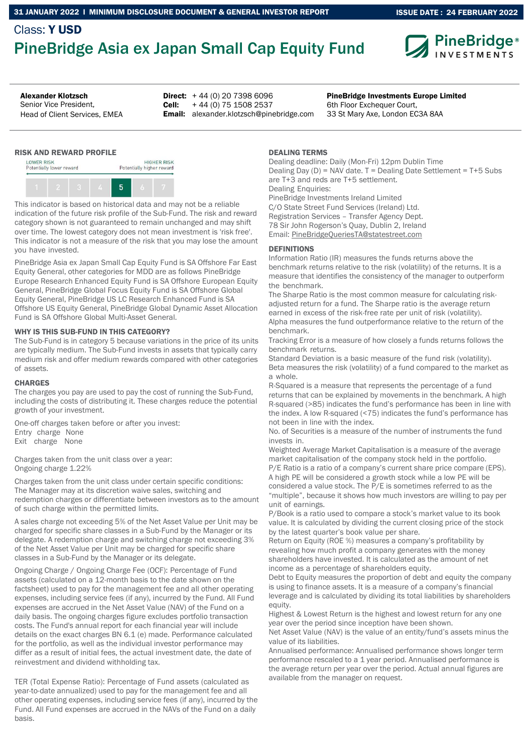31 JANUARY 2022 | MINIMUM DISCLOSURE DOCUMENT & GENERAL INVESTOR REPORT | ISSUE DATE : 24 FEBRUARY 2022

Class: **Y USD**

# PineBridge Asia ex Japan Small Cap Equity Fund

**Alexander Klotzsch**
Senior Vice President,
Head of Client Services, EMEA

**Direct:** + 44 (0) 20 7398 6096
**Cell:** + 44 (0) 75 1508 2537
**Email:** alexander.klotzsch@pinebridge.com

**PineBridge Investments Europe Limited**
6th Floor Exchequer Court,
33 St Mary Axe, London EC3A 8AA

## RISK AND REWARD PROFILE

LOWER RISK — Potentially lower reward | HIGHER RISK — Potentially higher reward

| 1 | 2 | 3 | 4 | **5** | 6 | 7 |
|---|---|---|---|---|---|---|

This indicator is based on historical data and may not be a reliable indication of the future risk profile of the Sub-Fund. The risk and reward category shown is not guaranteed to remain unchanged and may shift over time. The lowest category does not mean investment is 'risk free'. This indicator is not a measure of the risk that you may lose the amount you have invested.

PineBridge Asia ex Japan Small Cap Equity Fund is SA Offshore Far East Equity General, other categories for MDD are as follows PineBridge Europe Research Enhanced Equity Fund is SA Offshore European Equity General, PineBridge Global Focus Equity Fund is SA Offshore Global Equity General, PineBridge US LC Research Enhanced Fund is SA Offshore US Equity General, PineBridge Global Dynamic Asset Allocation Fund is SA Offshore Global Multi-Asset General.

### WHY IS THIS SUB-FUND IN THIS CATEGORY?

The Sub-Fund is in category 5 because variations in the price of its units are typically medium. The Sub-Fund invests in assets that typically carry medium risk and offer medium rewards compared with other categories of assets.

## CHARGES

The charges you pay are used to pay the cost of running the Sub-Fund, including the costs of distributing it. These charges reduce the potential growth of your investment.

One-off charges taken before or after you invest:
Entry charge None
Exit charge None

Charges taken from the unit class over a year:
Ongoing charge 1.22%

Charges taken from the unit class under certain specific conditions:
The Manager may at its discretion waive sales, switching and redemption charges or differentiate between investors as to the amount of such charge within the permitted limits.

A sales charge not exceeding 5% of the Net Asset Value per Unit may be charged for specific share classes in a Sub-Fund by the Manager or its delegate. A redemption charge and switching charge not exceeding 3% of the Net Asset Value per Unit may be charged for specific share classes in a Sub-Fund by the Manager or its delegate.

Ongoing Charge / Ongoing Charge Fee (OCF): Percentage of Fund assets (calculated on a 12-month basis to the date shown on the factsheet) used to pay for the management fee and all other operating expenses, including service fees (if any), incurred by the Fund. All Fund expenses are accrued in the Net Asset Value (NAV) of the Fund on a daily basis. The ongoing charges figure excludes portfolio transaction costs. The Fund's annual report for each financial year will include details on the exact charges BN 6.1 (e) made. Performance calculated for the portfolio, as well as the individual investor performance may differ as a result of initial fees, the actual investment date, the date of reinvestment and dividend withholding tax.

TER (Total Expense Ratio): Percentage of Fund assets (calculated as year-to-date annualized) used to pay for the management fee and all other operating expenses, including service fees (if any), incurred by the Fund. All Fund expenses are accrued in the NAVs of the Fund on a daily basis.

## DEALING TERMS

Dealing deadline: Daily (Mon-Fri) 12pm Dublin Time
Dealing Day (D) = NAV date. T = Dealing Date Settlement = T+5 Subs are T+3 and reds are T+5 settlement.
Dealing Enquiries:
PineBridge Investments Ireland Limited
C/O State Street Fund Services (Ireland) Ltd.
Registration Services – Transfer Agency Dept.
78 Sir John Rogerson's Quay, Dublin 2, Ireland
Email: PineBridgeQueriesTA@statestreet.com

## DEFINITIONS

Information Ratio (IR) measures the funds returns above the benchmark returns relative to the risk (volatility) of the returns. It is a measure that identifies the consistency of the manager to outperform the benchmark.
The Sharpe Ratio is the most common measure for calculating risk-adjusted return for a fund. The Sharpe ratio is the average return earned in excess of the risk-free rate per unit of risk (volatility).
Alpha measures the fund outperformance relative to the return of the benchmark.
Tracking Error is a measure of how closely a funds returns follows the benchmark returns.
Standard Deviation is a basic measure of the fund risk (volatility).
Beta measures the risk (volatility) of a fund compared to the market as a whole.
R-Squared is a measure that represents the percentage of a fund returns that can be explained by movements in the benchmark. A high R-squared (>85) indicates the fund's performance has been in line with the index. A low R-squared (<75) indicates the fund's performance has not been in line with the index.
No. of Securities is a measure of the number of instruments the fund invests in.
Weighted Average Market Capitalisation is a measure of the average market capitalisation of the company stock held in the portfolio.
P/E Ratio is a ratio of a company's current share price compare (EPS). A high PE will be considered a growth stock while a low PE will be considered a value stock. The P/E is sometimes referred to as the "multiple", because it shows how much investors are willing to pay per unit of earnings.
P/Book is a ratio used to compare a stock's market value to its book value. It is calculated by dividing the current closing price of the stock by the latest quarter's book value per share.
Return on Equity (ROE %) measures a company's profitability by revealing how much profit a company generates with the money shareholders have invested. It is calculated as the amount of net income as a percentage of shareholders equity.
Debt to Equity measures the proportion of debt and equity the company is using to finance assets. It is a measure of a company's financial leverage and is calculated by dividing its total liabilities by shareholders equity.
Highest & Lowest Return is the highest and lowest return for any one year over the period since inception have been shown.
Net Asset Value (NAV) is the value of an entity/fund's assets minus the value of its liabilities.
Annualised performance: Annualised performance shows longer term performance rescaled to a 1 year period. Annualised performance is the average return per year over the period. Actual annual figures are available from the manager on request.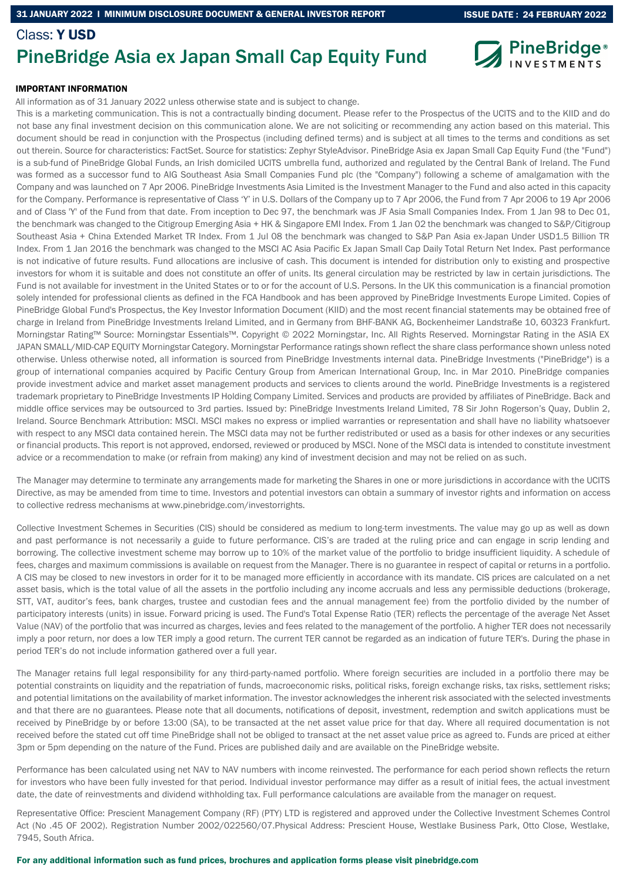Class: **Y USD**

# PineBridge Asia ex Japan Small Cap Equity Fund

**IMPORTANT INFORMATION**

All information as of 31 January 2022 unless otherwise state and is subject to change.

This is a marketing communication. This is not a contractually binding document. Please refer to the Prospectus of the UCITS and to the KIID and do not base any final investment decision on this communication alone. We are not soliciting or recommending any action based on this material. This document should be read in conjunction with the Prospectus (including defined terms) and is subject at all times to the terms and conditions as set out therein. Source for characteristics: FactSet. Source for statistics: Zephyr StyleAdvisor. PineBridge Asia ex Japan Small Cap Equity Fund (the "Fund") is a sub-fund of PineBridge Global Funds, an Irish domiciled UCITS umbrella fund, authorized and regulated by the Central Bank of Ireland. The Fund was formed as a successor fund to AIG Southeast Asia Small Companies Fund plc (the "Company") following a scheme of amalgamation with the Company and was launched on 7 Apr 2006. PineBridge Investments Asia Limited is the Investment Manager to the Fund and also acted in this capacity for the Company. Performance is representative of Class 'Y' in U.S. Dollars of the Company up to 7 Apr 2006, the Fund from 7 Apr 2006 to 19 Apr 2006 and of Class 'Y' of the Fund from that date. From inception to Dec 97, the benchmark was JF Asia Small Companies Index. From 1 Jan 98 to Dec 01, the benchmark was changed to the Citigroup Emerging Asia + HK & Singapore EMI Index. From 1 Jan 02 the benchmark was changed to S&P/Citigroup Southeast Asia + China Extended Market TR Index. From 1 Jul 08 the benchmark was changed to S&P Pan Asia ex-Japan Under USD1.5 Billion TR Index. From 1 Jan 2016 the benchmark was changed to the MSCI AC Asia Pacific Ex Japan Small Cap Daily Total Return Net Index. Past performance is not indicative of future results. Fund allocations are inclusive of cash. This document is intended for distribution only to existing and prospective investors for whom it is suitable and does not constitute an offer of units. Its general circulation may be restricted by law in certain jurisdictions. The Fund is not available for investment in the United States or to or for the account of U.S. Persons. In the UK this communication is a financial promotion solely intended for professional clients as defined in the FCA Handbook and has been approved by PineBridge Investments Europe Limited. Copies of PineBridge Global Fund's Prospectus, the Key Investor Information Document (KIID) and the most recent financial statements may be obtained free of charge in Ireland from PineBridge Investments Ireland Limited, and in Germany from BHF-BANK AG, Bockenheimer Landstraße 10, 60323 Frankfurt. Morningstar Rating™ Source: Morningstar Essentials™. Copyright © 2022 Morningstar, Inc. All Rights Reserved. Morningstar Rating in the ASIA EX JAPAN SMALL/MID-CAP EQUITY Morningstar Category. Morningstar Performance ratings shown reflect the share class performance shown unless noted otherwise. Unless otherwise noted, all information is sourced from PineBridge Investments internal data. PineBridge Investments ("PineBridge") is a group of international companies acquired by Pacific Century Group from American International Group, Inc. in Mar 2010. PineBridge companies provide investment advice and market asset management products and services to clients around the world. PineBridge Investments is a registered trademark proprietary to PineBridge Investments IP Holding Company Limited. Services and products are provided by affiliates of PineBridge. Back and middle office services may be outsourced to 3rd parties. Issued by: PineBridge Investments Ireland Limited, 78 Sir John Rogerson's Quay, Dublin 2, Ireland. Source Benchmark Attribution: MSCI. MSCI makes no express or implied warranties or representation and shall have no liability whatsoever with respect to any MSCI data contained herein. The MSCI data may not be further redistributed or used as a basis for other indexes or any securities or financial products. This report is not approved, endorsed, reviewed or produced by MSCI. None of the MSCI data is intended to constitute investment advice or a recommendation to make (or refrain from making) any kind of investment decision and may not be relied on as such.

The Manager may determine to terminate any arrangements made for marketing the Shares in one or more jurisdictions in accordance with the UCITS Directive, as may be amended from time to time. Investors and potential investors can obtain a summary of investor rights and information on access to collective redress mechanisms at www.pinebridge.com/investorrights.

Collective Investment Schemes in Securities (CIS) should be considered as medium to long-term investments. The value may go up as well as down and past performance is not necessarily a guide to future performance. CIS's are traded at the ruling price and can engage in scrip lending and borrowing. The collective investment scheme may borrow up to 10% of the market value of the portfolio to bridge insufficient liquidity. A schedule of fees, charges and maximum commissions is available on request from the Manager. There is no guarantee in respect of capital or returns in a portfolio. A CIS may be closed to new investors in order for it to be managed more efficiently in accordance with its mandate. CIS prices are calculated on a net asset basis, which is the total value of all the assets in the portfolio including any income accruals and less any permissible deductions (brokerage, STT, VAT, auditor's fees, bank charges, trustee and custodian fees and the annual management fee) from the portfolio divided by the number of participatory interests (units) in issue. Forward pricing is used. The Fund's Total Expense Ratio (TER) reflects the percentage of the average Net Asset Value (NAV) of the portfolio that was incurred as charges, levies and fees related to the management of the portfolio. A higher TER does not necessarily imply a poor return, nor does a low TER imply a good return. The current TER cannot be regarded as an indication of future TER's. During the phase in period TER's do not include information gathered over a full year.

The Manager retains full legal responsibility for any third-party-named portfolio. Where foreign securities are included in a portfolio there may be potential constraints on liquidity and the repatriation of funds, macroeconomic risks, political risks, foreign exchange risks, tax risks, settlement risks; and potential limitations on the availability of market information. The investor acknowledges the inherent risk associated with the selected investments and that there are no guarantees. Please note that all documents, notifications of deposit, investment, redemption and switch applications must be received by PineBridge by or before 13:00 (SA), to be transacted at the net asset value price for that day. Where all required documentation is not received before the stated cut off time PineBridge shall not be obliged to transact at the net asset value price as agreed to. Funds are priced at either 3pm or 5pm depending on the nature of the Fund. Prices are published daily and are available on the PineBridge website.

Performance has been calculated using net NAV to NAV numbers with income reinvested. The performance for each period shown reflects the return for investors who have been fully invested for that period. Individual investor performance may differ as a result of initial fees, the actual investment date, the date of reinvestments and dividend withholding tax. Full performance calculations are available from the manager on request.

Representative Office: Prescient Management Company (RF) (PTY) LTD is registered and approved under the Collective Investment Schemes Control Act (No .45 OF 2002). Registration Number 2002/022560/07.Physical Address: Prescient House, Westlake Business Park, Otto Close, Westlake, 7945, South Africa.

**For any additional information such as fund prices, brochures and application forms please visit pinebridge.com**